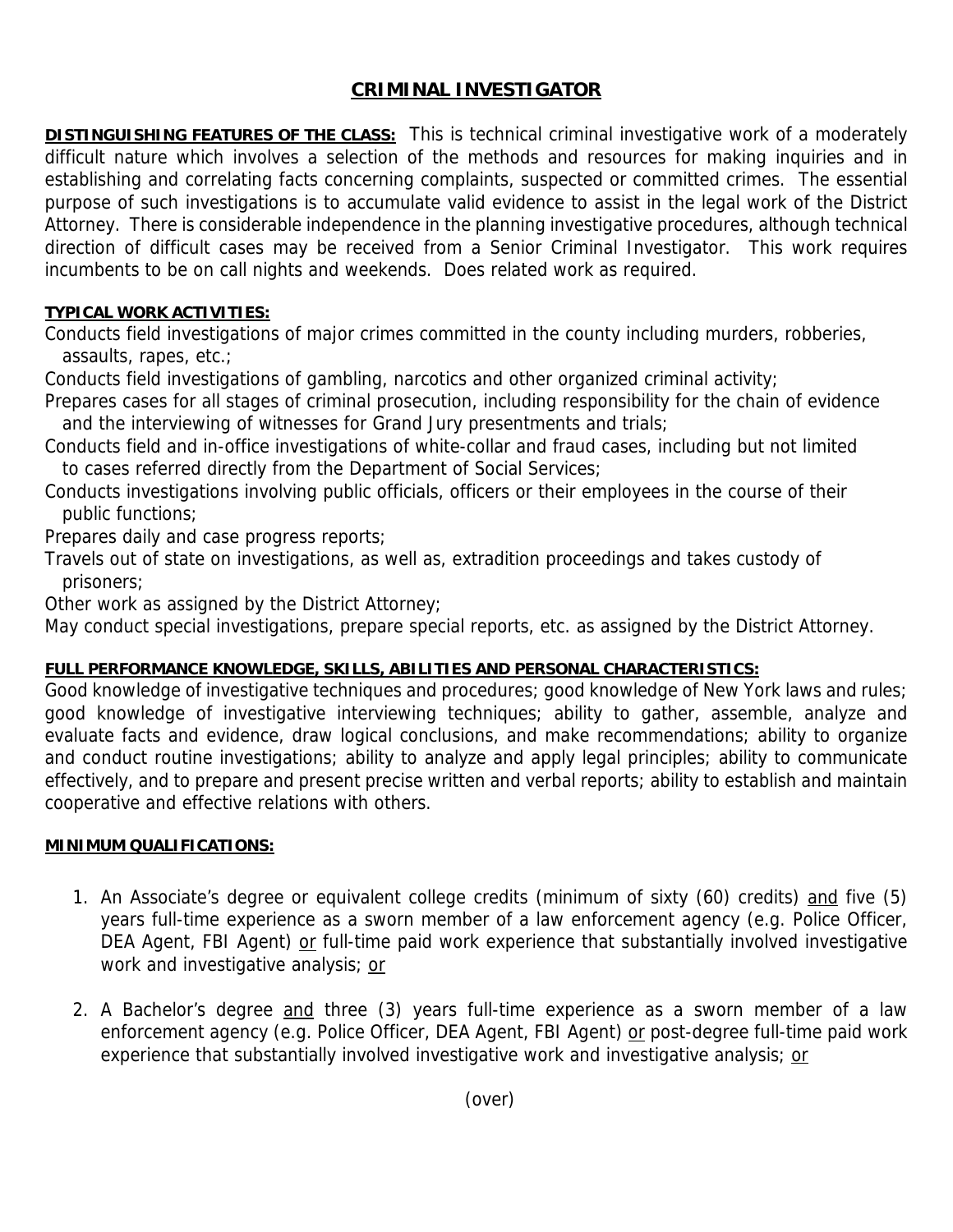# CRIMINAL INVESTIGATOR

**DISTINGUISHING FEATURES OF THE CLASS:** This is technical criminal investigative work of a moderately difficult nature which involves a selection of the methods and resources for making inquiries and in establishing and correlating facts concerning complaints, suspected or committed crimes. The essential purpose of such investigations is to accumulate valid evidence to assist in the legal work of the District Attorney. There is considerable independence in the planning investigative procedures, although technical direction of difficult cases may be received from a Senior Criminal Investigator. This work requires incumbents to be on call nights and weekends. Does related work as required.

**TYPICAL WORK ACTIVITIES:**

Conducts field investigations of major crimes committed in the county including murders, robberies, assaults, rapes, etc.;

Conducts field investigations of gambling, narcotics and other organized criminal activity;

Prepares cases for all stages of criminal prosecution, including responsibility for the chain of evidence and the interviewing of witnesses for Grand Jury presentments and trials;

Conducts field and in-office investigations of white-collar and fraud cases, including but not limited to cases referred directly from the Department of Social Services;

Conducts investigations involving public officials, officers or their employees in the course of their public functions;

Prepares daily and case progress reports;

Travels out of state on investigations, as well as, extradition proceedings and takes custody of prisoners;

Other work as assigned by the District Attorney;

May conduct special investigations, prepare special reports, etc. as assigned by the District Attorney.

**FULL PERFORMANCE KNOWLEDGE, SKILLS, ABILITIES AND PERSONAL CHARACTERISTICS:**

Good knowledge of investigative techniques and procedures; good knowledge of New York laws and rules; good knowledge of investigative interviewing techniques; ability to gather, assemble, analyze and evaluate facts and evidence, draw logical conclusions, and make recommendations; ability to organize and conduct routine investigations; ability to analyze and apply legal principles; ability to communicate effectively, and to prepare and present precise written and verbal reports; ability to establish and maintain cooperative and effective relations with others.

**MINIMUM QUALIFICATIONS:**

1. An Associate's degree or equivalent college credits (minimum of sixty (60) credits) and five (5) years full-time experience as a sworn member of a law enforcement agency (e.g. Police Officer, DEA Agent, FBI Agent) or full-time paid work experience that substantially involved investigative work and investigative analysis; or

2. A Bachelor's degree and three (3) years full-time experience as a sworn member of a law enforcement agency (e.g. Police Officer, DEA Agent, FBI Agent) or post-degree full-time paid work experience that substantially involved investigative work and investigative analysis; or

(over)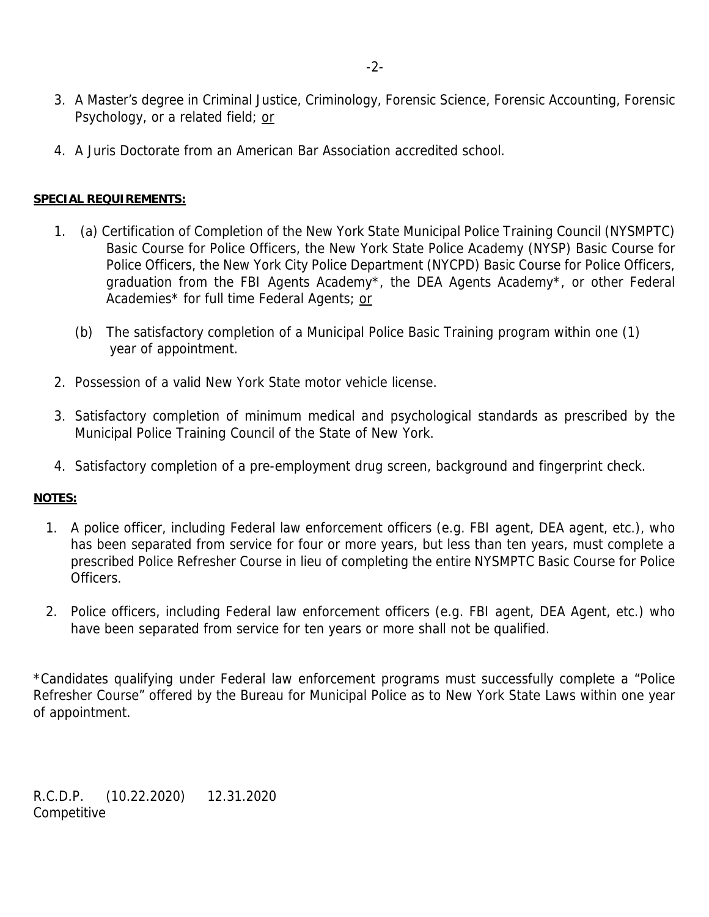3. A Master's degree in Criminal Justice, Criminology, Forensic Science, Forensic Accounting, Forensic Psychology, or a related field; <u>or</u>

4. A Juris Doctorate from an American Bar Association accredited school.

**<u>SPECIAL REQUIREMENTS:</u>**

1. (a) Certification of Completion of the New York State Municipal Police Training Council (NYSMPTC) Basic Course for Police Officers, the New York State Police Academy (NYSP) Basic Course for Police Officers, the New York City Police Department (NYCPD) Basic Course for Police Officers, graduation from the FBI Agents Academy*, the DEA Agents Academy*, or other Federal Academies* for full time Federal Agents; <u>or</u>

   (b) The satisfactory completion of a Municipal Police Basic Training program within one (1) year of appointment.

2. Possession of a valid New York State motor vehicle license.

3. Satisfactory completion of minimum medical and psychological standards as prescribed by the Municipal Police Training Council of the State of New York.

4. Satisfactory completion of a pre-employment drug screen, background and fingerprint check.

**<u>NOTES:</u>**

1. A police officer, including Federal law enforcement officers (e.g. FBI agent, DEA agent, etc.), who has been separated from service for four or more years, but less than ten years, must complete a prescribed Police Refresher Course in lieu of completing the entire NYSMPTC Basic Course for Police Officers.

2. Police officers, including Federal law enforcement officers (e.g. FBI agent, DEA Agent, etc.) who have been separated from service for ten years or more shall not be qualified.

*Candidates qualifying under Federal law enforcement programs must successfully complete a "Police Refresher Course" offered by the Bureau for Municipal Police as to New York State Laws within one year of appointment.

R.C.D.P. (10.22.2020) 12.31.2020
Competitive